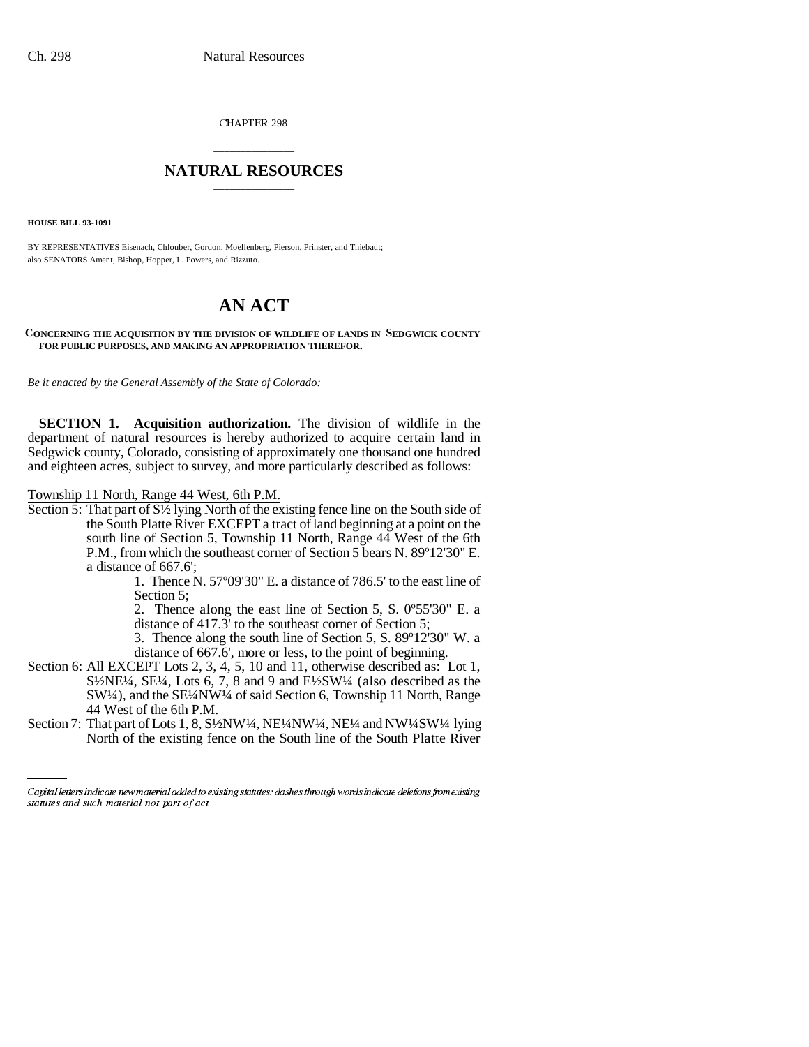CHAPTER 298

# NATURAL RESOURCES

**HOUSE BILL 93-1091**

BY REPRESENTATIVES Eisenach, Chlouber, Gordon, Moellenberg, Pierson, Prinster, and Thiebaut; also SENATORS Ament, Bishop, Hopper, L. Powers, and Rizzuto.

# AN ACT

**CONCERNING THE ACQUISITION BY THE DIVISION OF WILDLIFE OF LANDS IN SEDGWICK COUNTY FOR PUBLIC PURPOSES, AND MAKING AN APPROPRIATION THEREFOR.**

*Be it enacted by the General Assembly of the State of Colorado:*

**SECTION 1. Acquisition authorization.** The division of wildlife in the department of natural resources is hereby authorized to acquire certain land in Sedgwick county, Colorado, consisting of approximately one thousand one hundred and eighteen acres, subject to survey, and more particularly described as follows:

Township 11 North, Range 44 West, 6th P.M.

Section 5: That part of S½ lying North of the existing fence line on the South side of the South Platte River EXCEPT a tract of land beginning at a point on the south line of Section 5, Township 11 North, Range 44 West of the 6th P.M., from which the southeast corner of Section 5 bears N. 89º12'30" E. a distance of 667.6';

1. Thence N. 57º09'30" E. a distance of 786.5' to the east line of Section 5;
2. Thence along the east line of Section 5, S. 0º55'30" E. a distance of 417.3' to the southeast corner of Section 5;
3. Thence along the south line of Section 5, S. 89º12'30" W. a distance of 667.6', more or less, to the point of beginning.

Section 6: All EXCEPT Lots 2, 3, 4, 5, 10 and 11, otherwise described as: Lot 1, S½NE¼, SE¼, Lots 6, 7, 8 and 9 and E½SW¼ (also described as the SW¼), and the SE¼NW¼ of said Section 6, Township 11 North, Range 44 West of the 6th P.M.

Section 7: That part of Lots 1, 8, S½NW¼, NE¼NW¼, NE¼ and NW¼SW¼ lying North of the existing fence on the South line of the South Platte River

Capital letters indicate new material added to existing statutes; dashes through words indicate deletions from existing statutes and such material not part of act.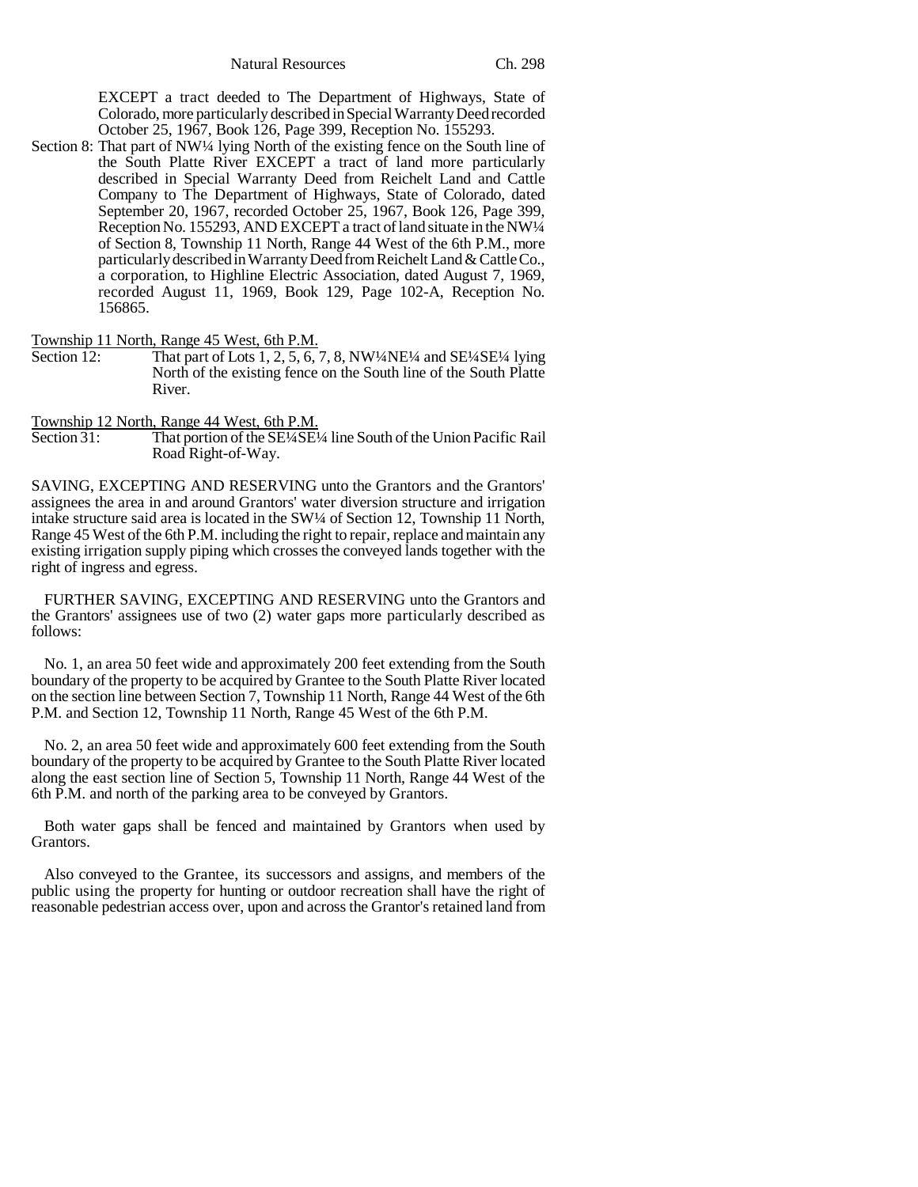EXCEPT a tract deeded to The Department of Highways, State of Colorado, more particularly described in Special Warranty Deed recorded October 25, 1967, Book 126, Page 399, Reception No. 155293.

Section 8: That part of NW¼ lying North of the existing fence on the South line of the South Platte River EXCEPT a tract of land more particularly described in Special Warranty Deed from Reichelt Land and Cattle Company to The Department of Highways, State of Colorado, dated September 20, 1967, recorded October 25, 1967, Book 126, Page 399, Reception No. 155293, AND EXCEPT a tract of land situate in the NW¼ of Section 8, Township 11 North, Range 44 West of the 6th P.M., more particularly described in Warranty Deed from Reichelt Land & Cattle Co., a corporation, to Highline Electric Association, dated August 7, 1969, recorded August 11, 1969, Book 129, Page 102-A, Reception No. 156865.

Township 11 North, Range 45 West, 6th P.M.

Section 12: That part of Lots 1, 2, 5, 6, 7, 8, NW¼NE¼ and SE¼SE¼ lying North of the existing fence on the South line of the South Platte River.

Township 12 North, Range 44 West, 6th P.M.

Section 31: That portion of the SE¼SE¼ line South of the Union Pacific Rail Road Right-of-Way.

SAVING, EXCEPTING AND RESERVING unto the Grantors and the Grantors' assignees the area in and around Grantors' water diversion structure and irrigation intake structure said area is located in the SW¼ of Section 12, Township 11 North, Range 45 West of the 6th P.M. including the right to repair, replace and maintain any existing irrigation supply piping which crosses the conveyed lands together with the right of ingress and egress.

FURTHER SAVING, EXCEPTING AND RESERVING unto the Grantors and the Grantors' assignees use of two (2) water gaps more particularly described as follows:

No. 1, an area 50 feet wide and approximately 200 feet extending from the South boundary of the property to be acquired by Grantee to the South Platte River located on the section line between Section 7, Township 11 North, Range 44 West of the 6th P.M. and Section 12, Township 11 North, Range 45 West of the 6th P.M.

No. 2, an area 50 feet wide and approximately 600 feet extending from the South boundary of the property to be acquired by Grantee to the South Platte River located along the east section line of Section 5, Township 11 North, Range 44 West of the 6th P.M. and north of the parking area to be conveyed by Grantors.

Both water gaps shall be fenced and maintained by Grantors when used by Grantors.

Also conveyed to the Grantee, its successors and assigns, and members of the public using the property for hunting or outdoor recreation shall have the right of reasonable pedestrian access over, upon and across the Grantor's retained land from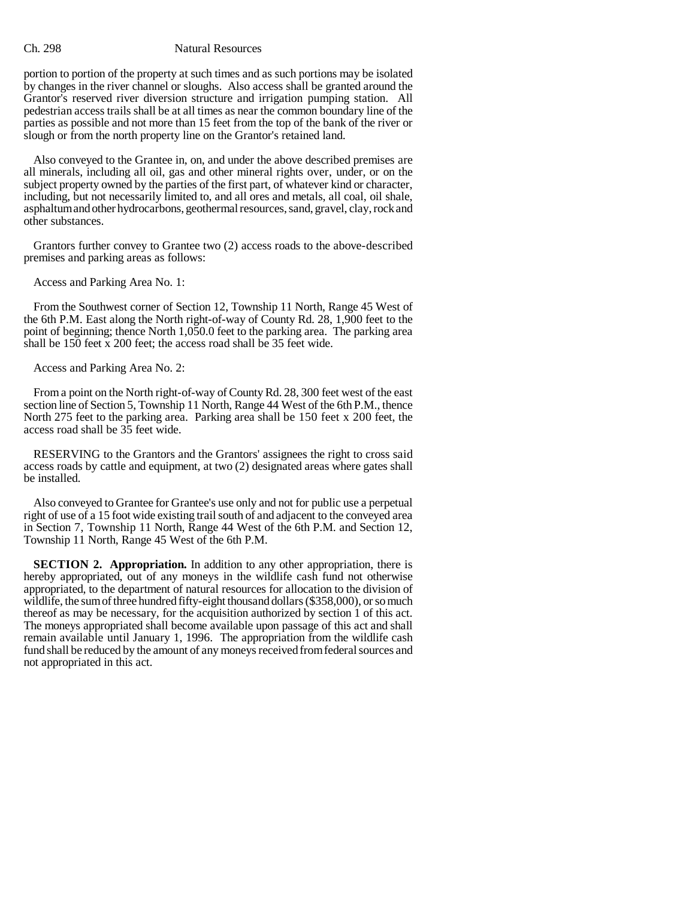portion to portion of the property at such times and as such portions may be isolated by changes in the river channel or sloughs. Also access shall be granted around the Grantor's reserved river diversion structure and irrigation pumping station. All pedestrian access trails shall be at all times as near the common boundary line of the parties as possible and not more than 15 feet from the top of the bank of the river or slough or from the north property line on the Grantor's retained land.

Also conveyed to the Grantee in, on, and under the above described premises are all minerals, including all oil, gas and other mineral rights over, under, or on the subject property owned by the parties of the first part, of whatever kind or character, including, but not necessarily limited to, and all ores and metals, all coal, oil shale, asphaltum and other hydrocarbons, geothermal resources, sand, gravel, clay, rock and other substances.

Grantors further convey to Grantee two (2) access roads to the above-described premises and parking areas as follows:

Access and Parking Area No. 1:

From the Southwest corner of Section 12, Township 11 North, Range 45 West of the 6th P.M. East along the North right-of-way of County Rd. 28, 1,900 feet to the point of beginning; thence North 1,050.0 feet to the parking area. The parking area shall be 150 feet x 200 feet; the access road shall be 35 feet wide.

Access and Parking Area No. 2:

From a point on the North right-of-way of County Rd. 28, 300 feet west of the east section line of Section 5, Township 11 North, Range 44 West of the 6th P.M., thence North 275 feet to the parking area. Parking area shall be 150 feet x 200 feet, the access road shall be 35 feet wide.

RESERVING to the Grantors and the Grantors' assignees the right to cross said access roads by cattle and equipment, at two (2) designated areas where gates shall be installed.

Also conveyed to Grantee for Grantee's use only and not for public use a perpetual right of use of a 15 foot wide existing trail south of and adjacent to the conveyed area in Section 7, Township 11 North, Range 44 West of the 6th P.M. and Section 12, Township 11 North, Range 45 West of the 6th P.M.

**SECTION 2. Appropriation.** In addition to any other appropriation, there is hereby appropriated, out of any moneys in the wildlife cash fund not otherwise appropriated, to the department of natural resources for allocation to the division of wildlife, the sum of three hundred fifty-eight thousand dollars ($358,000), or so much thereof as may be necessary, for the acquisition authorized by section 1 of this act. The moneys appropriated shall become available upon passage of this act and shall remain available until January 1, 1996. The appropriation from the wildlife cash fund shall be reduced by the amount of any moneys received from federal sources and not appropriated in this act.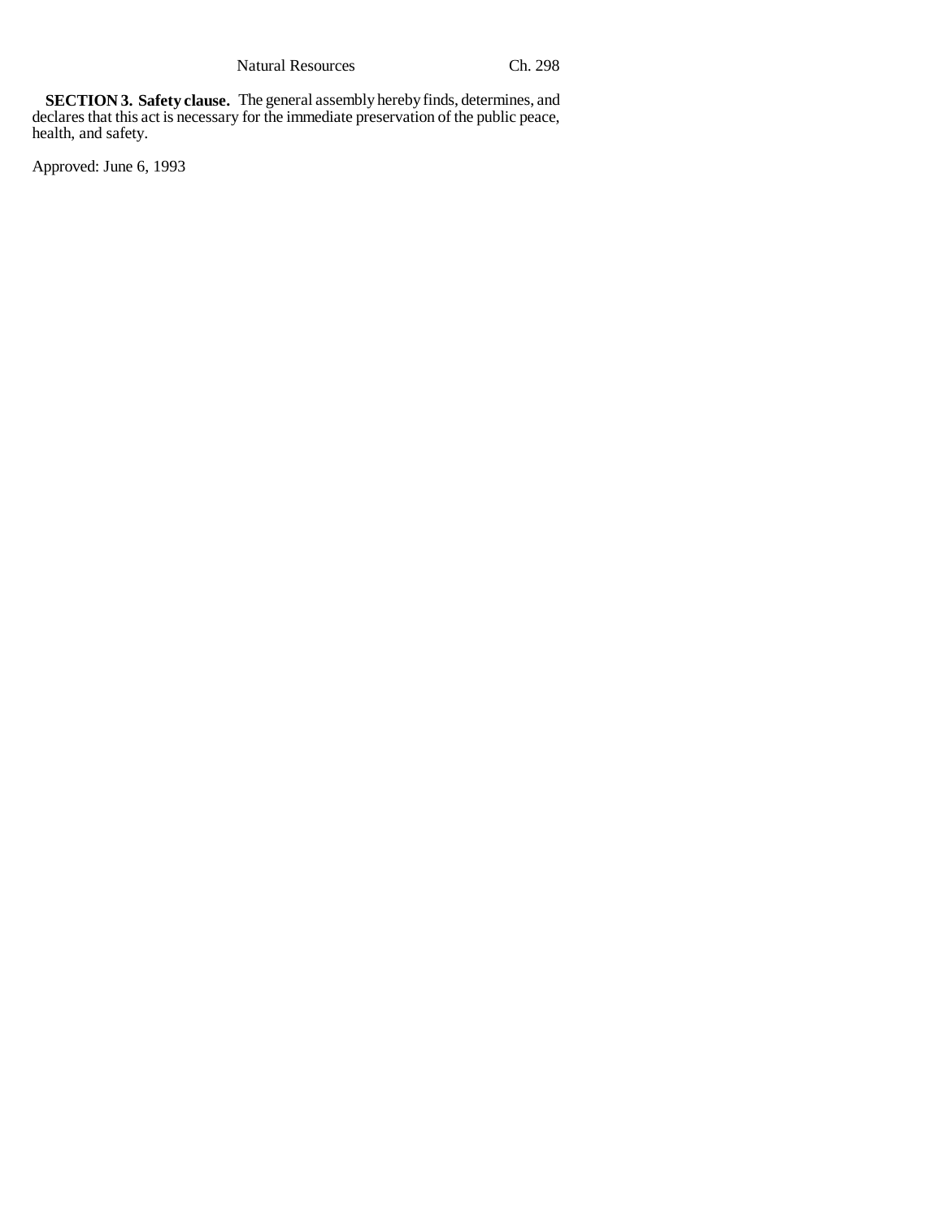**SECTION 3. Safety clause.** The general assembly hereby finds, determines, and declares that this act is necessary for the immediate preservation of the public peace, health, and safety.

Approved: June 6, 1993